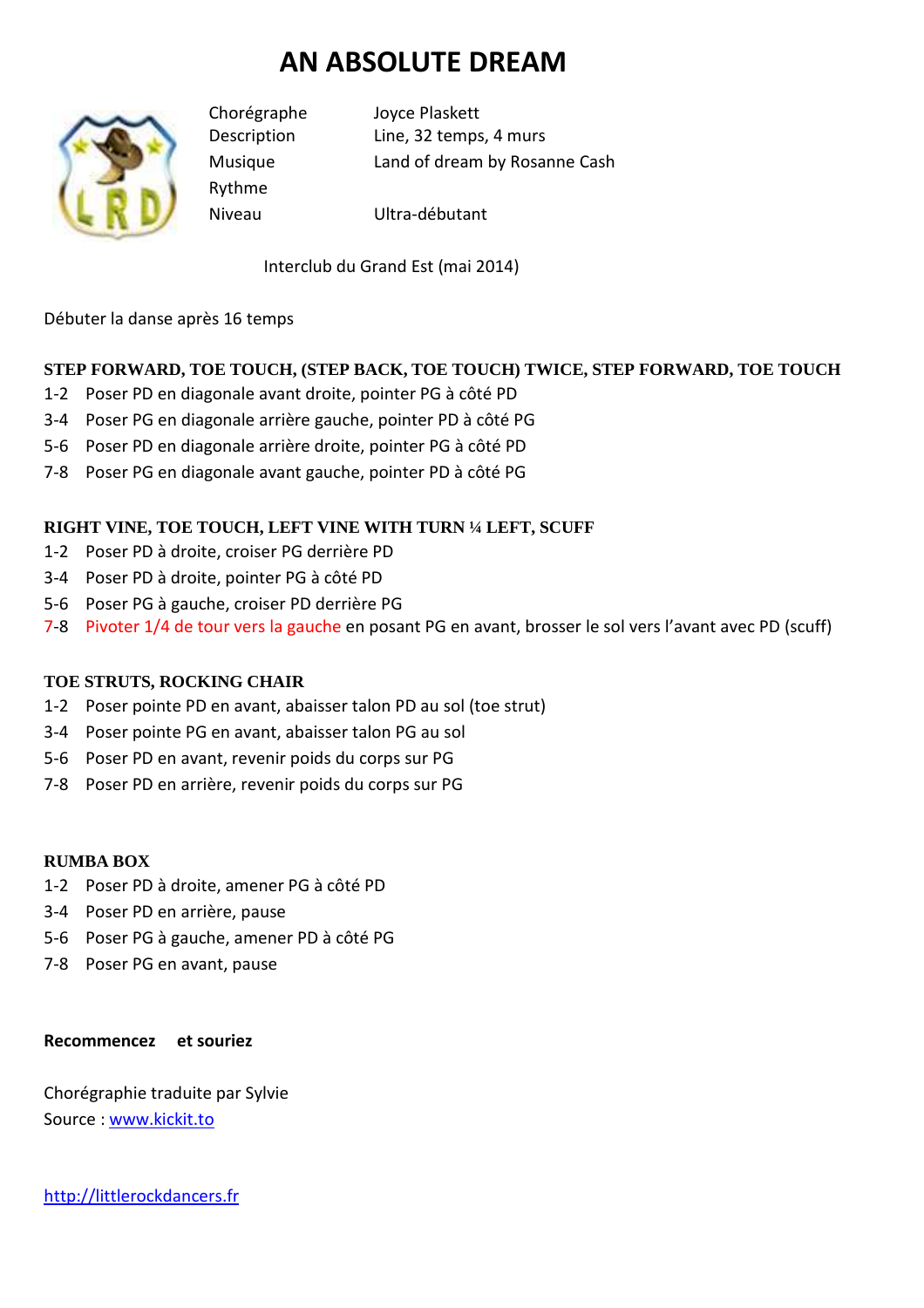# AN ABSOLUTE DREAM

| | |
|---|---|
| Chorégraphe | Joyce Plaskett |
| Description | Line, 32 temps, 4 murs |
| Musique | Land of dream by Rosanne Cash |
| Rythme | |
| Niveau | Ultra-débutant |

Interclub du Grand Est (mai 2014)

Débuter la danse après 16 temps

**STEP FORWARD, TOE TOUCH, (STEP BACK, TOE TOUCH) TWICE, STEP FORWARD, TOE TOUCH**

1-2 Poser PD en diagonale avant droite, pointer PG à côté PD
3-4 Poser PG en diagonale arrière gauche, pointer PD à côté PG
5-6 Poser PD en diagonale arrière droite, pointer PG à côté PD
7-8 Poser PG en diagonale avant gauche, pointer PD à côté PG

**RIGHT VINE, TOE TOUCH, LEFT VINE WITH TURN ¼ LEFT, SCUFF**

1-2 Poser PD à droite, croiser PG derrière PD
3-4 Poser PD à droite, pointer PG à côté PD
5-6 Poser PG à gauche, croiser PD derrière PG
7-8 Pivoter 1/4 de tour vers la gauche en posant PG en avant, brosser le sol vers l'avant avec PD (scuff)

**TOE STRUTS, ROCKING CHAIR**

1-2 Poser pointe PD en avant, abaisser talon PD au sol (toe strut)
3-4 Poser pointe PG en avant, abaisser talon PG au sol
5-6 Poser PD en avant, revenir poids du corps sur PG
7-8 Poser PD en arrière, revenir poids du corps sur PG

**RUMBA BOX**

1-2 Poser PD à droite, amener PG à côté PD
3-4 Poser PD en arrière, pause
5-6 Poser PG à gauche, amener PD à côté PG
7-8 Poser PG en avant, pause

**Recommencez et souriez**

Chorégraphie traduite par Sylvie
Source : [www.kickit.to](http://www.kickit.to)

[http://littlerockdancers.fr](http://littlerockdancers.fr)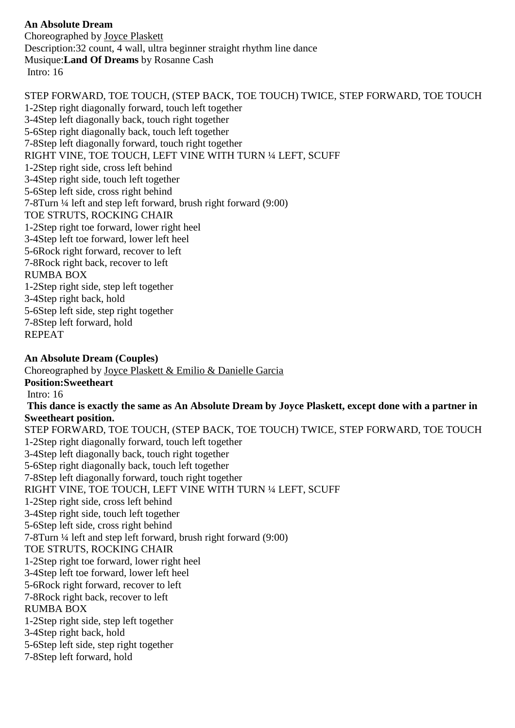**An Absolute Dream**
Choreographed by Joyce Plaskett
Description:32 count, 4 wall, ultra beginner straight rhythm line dance
Musique:**Land Of Dreams** by Rosanne Cash
Intro: 16

STEP FORWARD, TOE TOUCH, (STEP BACK, TOE TOUCH) TWICE, STEP FORWARD, TOE TOUCH
1-2Step right diagonally forward, touch left together
3-4Step left diagonally back, touch right together
5-6Step right diagonally back, touch left together
7-8Step left diagonally forward, touch right together
RIGHT VINE, TOE TOUCH, LEFT VINE WITH TURN ¼ LEFT, SCUFF
1-2Step right side, cross left behind
3-4Step right side, touch left together
5-6Step left side, cross right behind
7-8Turn ¼ left and step left forward, brush right forward (9:00)
TOE STRUTS, ROCKING CHAIR
1-2Step right toe forward, lower right heel
3-4Step left toe forward, lower left heel
5-6Rock right forward, recover to left
7-8Rock right back, recover to left
RUMBA BOX
1-2Step right side, step left together
3-4Step right back, hold
5-6Step left side, step right together
7-8Step left forward, hold
REPEAT

**An Absolute Dream (Couples)**
Choreographed by Joyce Plaskett & Emilio & Danielle Garcia
**Position:Sweetheart**
Intro: 16
**This dance is exactly the same as An Absolute Dream by Joyce Plaskett, except done with a partner in Sweetheart position.**
STEP FORWARD, TOE TOUCH, (STEP BACK, TOE TOUCH) TWICE, STEP FORWARD, TOE TOUCH
1-2Step right diagonally forward, touch left together
3-4Step left diagonally back, touch right together
5-6Step right diagonally back, touch left together
7-8Step left diagonally forward, touch right together
RIGHT VINE, TOE TOUCH, LEFT VINE WITH TURN ¼ LEFT, SCUFF
1-2Step right side, cross left behind
3-4Step right side, touch left together
5-6Step left side, cross right behind
7-8Turn ¼ left and step left forward, brush right forward (9:00)
TOE STRUTS, ROCKING CHAIR
1-2Step right toe forward, lower right heel
3-4Step left toe forward, lower left heel
5-6Rock right forward, recover to left
7-8Rock right back, recover to left
RUMBA BOX
1-2Step right side, step left together
3-4Step right back, hold
5-6Step left side, step right together
7-8Step left forward, hold